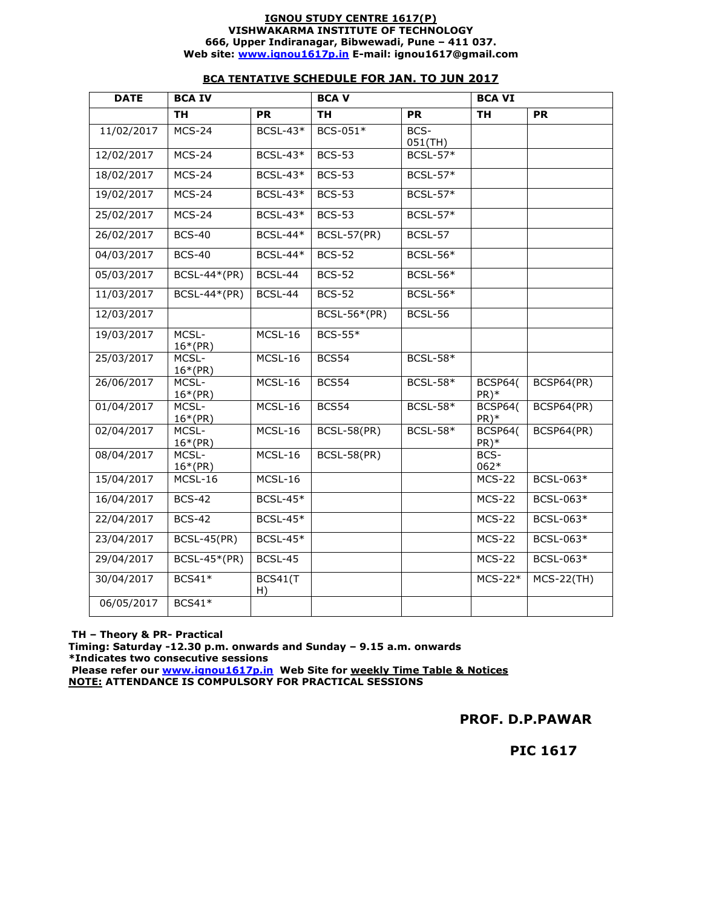**IGNOU STUDY CENTRE 1617(P)**
**VISHWAKARMA INSTITUTE OF TECHNOLOGY**
**666, Upper Indiranagar, Bibwewadi, Pune – 411 037.**
**Web site: www.ignou1617p.in E-mail: ignou1617@gmail.com**

## BCA TENTATIVE SCHEDULE FOR JAN. TO JUN 2017

| DATE | BCA IV | | BCA V | | BCA VI | |
|---|---|---|---|---|---|---|
| | TH | PR | TH | PR | TH | PR |
| 11/02/2017 | MCS-24 | BCSL-43* | BCS-051* | BCS-051(TH) | | |
| 12/02/2017 | MCS-24 | BCSL-43* | BCS-53 | BCSL-57* | | |
| 18/02/2017 | MCS-24 | BCSL-43* | BCS-53 | BCSL-57* | | |
| 19/02/2017 | MCS-24 | BCSL-43* | BCS-53 | BCSL-57* | | |
| 25/02/2017 | MCS-24 | BCSL-43* | BCS-53 | BCSL-57* | | |
| 26/02/2017 | BCS-40 | BCSL-44* | BCSL-57(PR) | BCSL-57 | | |
| 04/03/2017 | BCS-40 | BCSL-44* | BCS-52 | BCSL-56* | | |
| 05/03/2017 | BCSL-44*(PR) | BCSL-44 | BCS-52 | BCSL-56* | | |
| 11/03/2017 | BCSL-44*(PR) | BCSL-44 | BCS-52 | BCSL-56* | | |
| 12/03/2017 | | | BCSL-56*(PR) | BCSL-56 | | |
| 19/03/2017 | MCSL-16*(PR) | MCSL-16 | BCS-55* | | | |
| 25/03/2017 | MCSL-16*(PR) | MCSL-16 | BCS54 | BCSL-58* | | |
| 26/06/2017 | MCSL-16*(PR) | MCSL-16 | BCS54 | BCSL-58* | BCSP64(PR)* | BCSP64(PR) |
| 01/04/2017 | MCSL-16*(PR) | MCSL-16 | BCS54 | BCSL-58* | BCSP64(PR)* | BCSP64(PR) |
| 02/04/2017 | MCSL-16*(PR) | MCSL-16 | BCSL-58(PR) | BCSL-58* | BCSP64(PR)* | BCSP64(PR) |
| 08/04/2017 | MCSL-16*(PR) | MCSL-16 | BCSL-58(PR) | | BCS-062* | |
| 15/04/2017 | MCSL-16 | MCSL-16 | | | MCS-22 | BCSL-063* |
| 16/04/2017 | BCS-42 | BCSL-45* | | | MCS-22 | BCSL-063* |
| 22/04/2017 | BCS-42 | BCSL-45* | | | MCS-22 | BCSL-063* |
| 23/04/2017 | BCSL-45(PR) | BCSL-45* | | | MCS-22 | BCSL-063* |
| 29/04/2017 | BCSL-45*(PR) | BCSL-45 | | | MCS-22 | BCSL-063* |
| 30/04/2017 | BCS41* | BCS41(TH) | | | MCS-22* | MCS-22(TH) |
| 06/05/2017 | BCS41* | | | | | |

**TH – Theory & PR- Practical**
**Timing: Saturday -12.30 p.m. onwards and Sunday – 9.15 a.m. onwards**
***Indicates two consecutive sessions**
**Please refer our www.ignou1617p.in Web Site for weekly Time Table & Notices**
**NOTE: ATTENDANCE IS COMPULSORY FOR PRACTICAL SESSIONS**

**PROF. D.P.PAWAR**

**PIC 1617**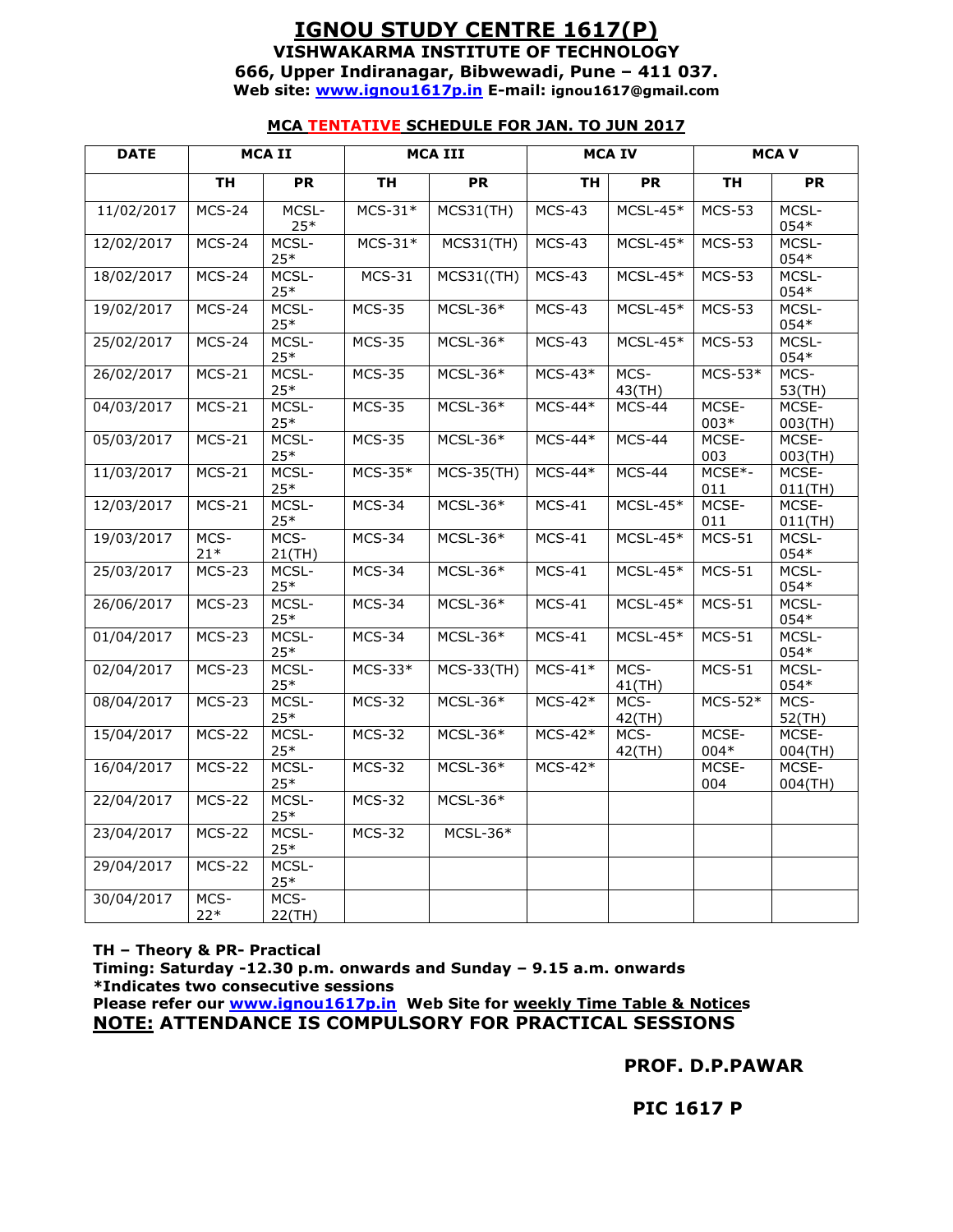# IGNOU STUDY CENTRE 1617(P)

**VISHWAKARMA INSTITUTE OF TECHNOLOGY**
**666, Upper Indiranagar, Bibwewadi, Pune – 411 037.**
**Web site: www.ignou1617p.in E-mail: ignou1617@gmail.com**

## MCA TENTATIVE SCHEDULE FOR JAN. TO JUN 2017

| DATE | MCA II | | MCA III | | MCA IV | | MCA V | |
|---|---|---|---|---|---|---|---|---|
| | TH | PR | TH | PR | TH | PR | TH | PR |
| 11/02/2017 | MCS-24 | MCSL-25* | MCS-31* | MCS31(TH) | MCS-43 | MCSL-45* | MCS-53 | MCSL-054* |
| 12/02/2017 | MCS-24 | MCSL-25* | MCS-31* | MCS31(TH) | MCS-43 | MCSL-45* | MCS-53 | MCSL-054* |
| 18/02/2017 | MCS-24 | MCSL-25* | MCS-31 | MCS31((TH) | MCS-43 | MCSL-45* | MCS-53 | MCSL-054* |
| 19/02/2017 | MCS-24 | MCSL-25* | MCS-35 | MCSL-36* | MCS-43 | MCSL-45* | MCS-53 | MCSL-054* |
| 25/02/2017 | MCS-24 | MCSL-25* | MCS-35 | MCSL-36* | MCS-43 | MCSL-45* | MCS-53 | MCSL-054* |
| 26/02/2017 | MCS-21 | MCSL-25* | MCS-35 | MCSL-36* | MCS-43* | MCS-43(TH) | MCS-53* | MCS-53(TH) |
| 04/03/2017 | MCS-21 | MCSL-25* | MCS-35 | MCSL-36* | MCS-44* | MCS-44 | MCSE-003* | MCSE-003(TH) |
| 05/03/2017 | MCS-21 | MCSL-25* | MCS-35 | MCSL-36* | MCS-44* | MCS-44 | MCSE-003 | MCSE-003(TH) |
| 11/03/2017 | MCS-21 | MCSL-25* | MCS-35* | MCS-35(TH) | MCS-44* | MCS-44 | MCSE*-011 | MCSE-011(TH) |
| 12/03/2017 | MCS-21 | MCSL-25* | MCS-34 | MCSL-36* | MCS-41 | MCSL-45* | MCSE-011 | MCSE-011(TH) |
| 19/03/2017 | MCS-21* | MCS-21(TH) | MCS-34 | MCSL-36* | MCS-41 | MCSL-45* | MCS-51 | MCSL-054* |
| 25/03/2017 | MCS-23 | MCSL-25* | MCS-34 | MCSL-36* | MCS-41 | MCSL-45* | MCS-51 | MCSL-054* |
| 26/06/2017 | MCS-23 | MCSL-25* | MCS-34 | MCSL-36* | MCS-41 | MCSL-45* | MCS-51 | MCSL-054* |
| 01/04/2017 | MCS-23 | MCSL-25* | MCS-34 | MCSL-36* | MCS-41 | MCSL-45* | MCS-51 | MCSL-054* |
| 02/04/2017 | MCS-23 | MCSL-25* | MCS-33* | MCS-33(TH) | MCS-41* | MCS-41(TH) | MCS-51 | MCSL-054* |
| 08/04/2017 | MCS-23 | MCSL-25* | MCS-32 | MCSL-36* | MCS-42* | MCS-42(TH) | MCS-52* | MCS-52(TH) |
| 15/04/2017 | MCS-22 | MCSL-25* | MCS-32 | MCSL-36* | MCS-42* | MCS-42(TH) | MCSE-004* | MCSE-004(TH) |
| 16/04/2017 | MCS-22 | MCSL-25* | MCS-32 | MCSL-36* | MCS-42* | | MCSE-004 | MCSE-004(TH) |
| 22/04/2017 | MCS-22 | MCSL-25* | MCS-32 | MCSL-36* | | | | |
| 23/04/2017 | MCS-22 | MCSL-25* | MCS-32 | MCSL-36* | | | | |
| 29/04/2017 | MCS-22 | MCSL-25* | | | | | | |
| 30/04/2017 | MCS-22* | MCS-22(TH) | | | | | | |

**TH – Theory & PR- Practical**
**Timing: Saturday -12.30 p.m. onwards and Sunday – 9.15 a.m. onwards**
***Indicates two consecutive sessions**
**Please refer our www.ignou1617p.in Web Site for weekly Time Table & Notices**
**NOTE: ATTENDANCE IS COMPULSORY FOR PRACTICAL SESSIONS**

**PROF. D.P.PAWAR**

**PIC 1617 P**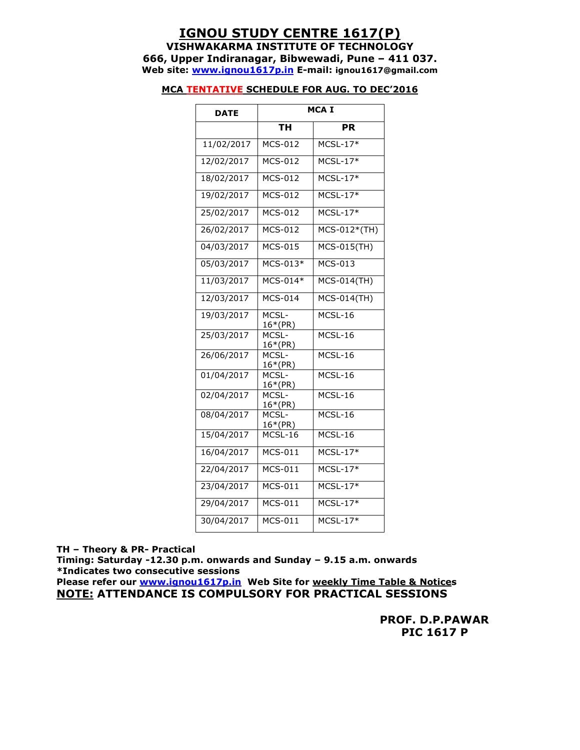# IGNOU STUDY CENTRE 1617(P)

**VISHWAKARMA INSTITUTE OF TECHNOLOGY**

**666, Upper Indiranagar, Bibwewadi, Pune – 411 037.**

**Web site: www.ignou1617p.in E-mail: ignou1617@gmail.com**

**MCA TENTATIVE SCHEDULE FOR AUG. TO DEC'2016**

| DATE | MCA I | |
|---|---|---|
| | TH | PR |
| 11/02/2017 | MCS-012 | MCSL-17* |
| 12/02/2017 | MCS-012 | MCSL-17* |
| 18/02/2017 | MCS-012 | MCSL-17* |
| 19/02/2017 | MCS-012 | MCSL-17* |
| 25/02/2017 | MCS-012 | MCSL-17* |
| 26/02/2017 | MCS-012 | MCS-012*(TH) |
| 04/03/2017 | MCS-015 | MCS-015(TH) |
| 05/03/2017 | MCS-013* | MCS-013 |
| 11/03/2017 | MCS-014* | MCS-014(TH) |
| 12/03/2017 | MCS-014 | MCS-014(TH) |
| 19/03/2017 | MCSL-16*(PR) | MCSL-16 |
| 25/03/2017 | MCSL-16*(PR) | MCSL-16 |
| 26/06/2017 | MCSL-16*(PR) | MCSL-16 |
| 01/04/2017 | MCSL-16*(PR) | MCSL-16 |
| 02/04/2017 | MCSL-16*(PR) | MCSL-16 |
| 08/04/2017 | MCSL-16*(PR) | MCSL-16 |
| 15/04/2017 | MCSL-16 | MCSL-16 |
| 16/04/2017 | MCS-011 | MCSL-17* |
| 22/04/2017 | MCS-011 | MCSL-17* |
| 23/04/2017 | MCS-011 | MCSL-17* |
| 29/04/2017 | MCS-011 | MCSL-17* |
| 30/04/2017 | MCS-011 | MCSL-17* |

**TH – Theory & PR- Practical**

**Timing: Saturday -12.30 p.m. onwards and Sunday – 9.15 a.m. onwards**

***Indicates two consecutive sessions**

**Please refer our www.ignou1617p.in Web Site for weekly Time Table & Notices**

**NOTE: ATTENDANCE IS COMPULSORY FOR PRACTICAL SESSIONS**

**PROF. D.P.PAWAR**
**PIC 1617 P**